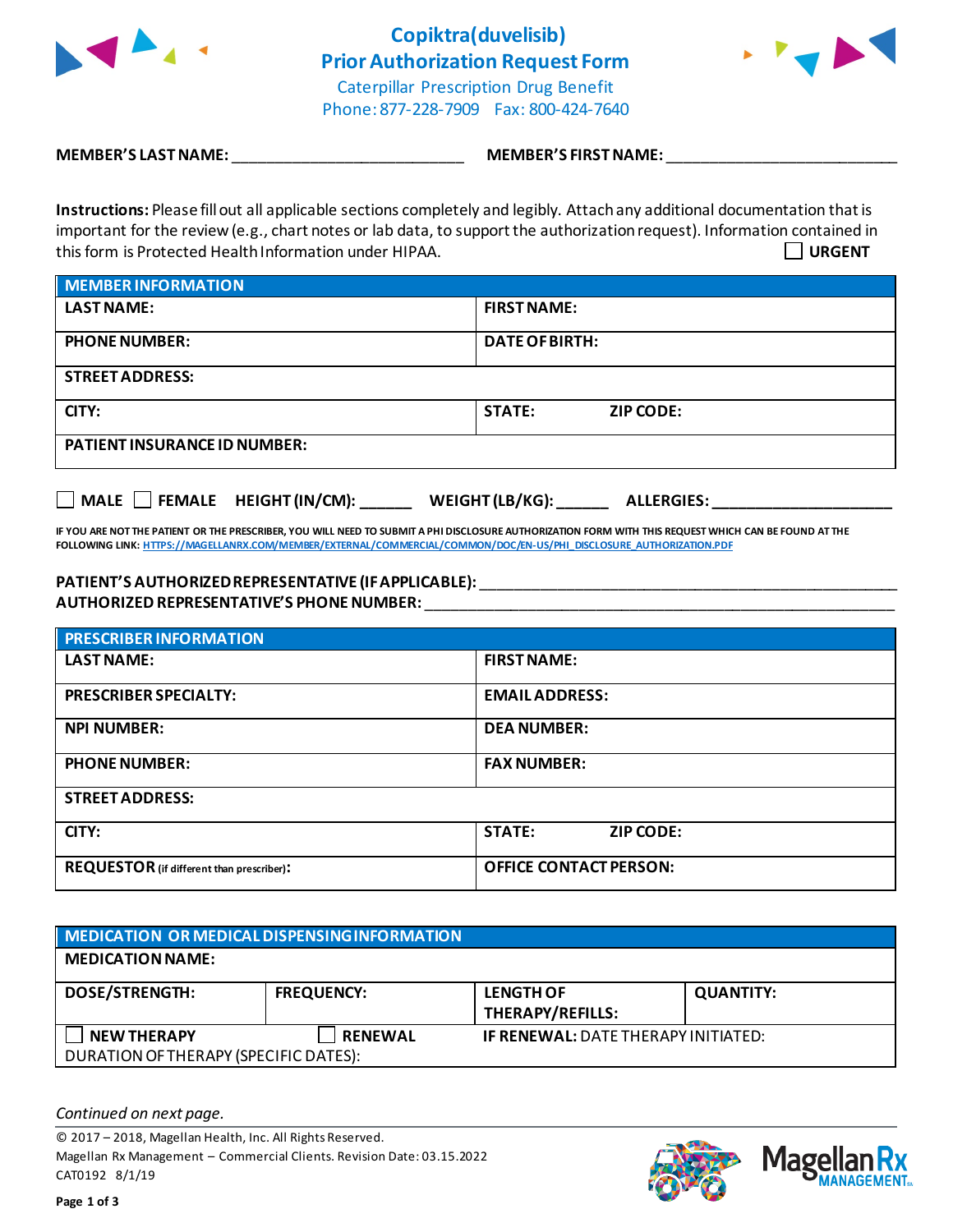# Copiktra(duvelisib)
## Prior Authorization Request Form

Caterpillar Prescription Drug Benefit
Phone: 877-228-7909 Fax: 800-424-7640

**MEMBER'S LAST NAME:** ____________________________ **MEMBER'S FIRST NAME:** ____________________________

**Instructions:** Please fill out all applicable sections completely and legibly. Attach any additional documentation that is important for the review (e.g., chart notes or lab data, to support the authorization request). Information contained in this form is Protected Health Information under HIPAA. ☐ **URGENT**

| **MEMBER INFORMATION** | | |
|---|---|---|
| **LAST NAME:** | **FIRST NAME:** | |
| **PHONE NUMBER:** | **DATE OF BIRTH:** | |
| **STREET ADDRESS:** | | |
| **CITY:** | **STATE:** | **ZIP CODE:** |
| **PATIENT INSURANCE ID NUMBER:** | | |

☐ **MALE** ☐ **FEMALE** **HEIGHT (IN/CM):** ______ **WEIGHT (LB/KG):** ______ **ALLERGIES:** ____________________

**IF YOU ARE NOT THE PATIENT OR THE PRESCRIBER, YOU WILL NEED TO SUBMIT A PHI DISCLOSURE AUTHORIZATION FORM WITH THIS REQUEST WHICH CAN BE FOUND AT THE FOLLOWING LINK: HTTPS://MAGELLANRX.COM/MEMBER/EXTERNAL/COMMERCIAL/COMMON/DOC/EN-US/PHI_DISCLOSURE_AUTHORIZATION.PDF**

**PATIENT'S AUTHORIZED REPRESENTATIVE (IF APPLICABLE):** ________________________________________________
**AUTHORIZED REPRESENTATIVE'S PHONE NUMBER:** ________________________________________________

| **PRESCRIBER INFORMATION** | | |
|---|---|---|
| **LAST NAME:** | **FIRST NAME:** | |
| **PRESCRIBER SPECIALTY:** | **EMAIL ADDRESS:** | |
| **NPI NUMBER:** | **DEA NUMBER:** | |
| **PHONE NUMBER:** | **FAX NUMBER:** | |
| **STREET ADDRESS:** | | |
| **CITY:** | **STATE:** | **ZIP CODE:** |
| **REQUESTOR** (if different than prescriber)**:** | **OFFICE CONTACT PERSON:** | |

| **MEDICATION OR MEDICAL DISPENSING INFORMATION** | | | |
|---|---|---|---|
| **MEDICATION NAME:** | | | |
| **DOSE/STRENGTH:** | **FREQUENCY:** | **LENGTH OF THERAPY/REFILLS:** | **QUANTITY:** |
| ☐ **NEW THERAPY** DURATION OF THERAPY (SPECIFIC DATES): | ☐ **RENEWAL** | **IF RENEWAL:** DATE THERAPY INITIATED: | |

*Continued on next page.*

© 2017 – 2018, Magellan Health, Inc. All Rights Reserved.
Magellan Rx Management – Commercial Clients. Revision Date: 03.15.2022
CAT0192 8/1/19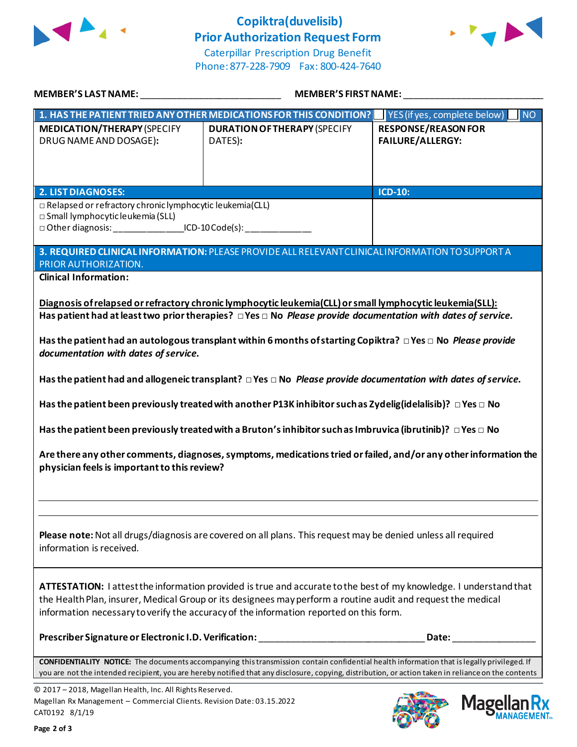# Copiktra(duvelisib)
## Prior Authorization Request Form

Caterpillar Prescription Drug Benefit
Phone: 877-228-7909 Fax: 800-424-7640

**MEMBER'S LAST NAME:** ___________________________ **MEMBER'S FIRST NAME:** ___________________________

| **1. HAS THE PATIENT TRIED ANY OTHER MEDICATIONS FOR THIS CONDITION?** | | ☐ YES (if yes, complete below) ☐ NO |
|---|---|---|
| **MEDICATION/THERAPY** (SPECIFY DRUG NAME AND DOSAGE): | **DURATION OF THERAPY** (SPECIFY DATES): | **RESPONSE/REASON FOR FAILURE/ALLERGY:** |
| | | |

| **2. LIST DIAGNOSES:** | **ICD-10:** |
|---|---|
| □ Relapsed or refractory chronic lymphocytic leukemia (CLL)<br>□ Small lymphocytic leukemia (SLL)<br>□ Other diagnosis: ______________ICD-10 Code(s): _____________ | |

**3. REQUIRED CLINICAL INFORMATION:** PLEASE PROVIDE ALL RELEVANT CLINICAL INFORMATION TO SUPPORT A PRIOR AUTHORIZATION.

**Clinical Information:**

**Diagnosis of relapsed or refractory chronic lymphocytic leukemia (CLL) or small lymphocytic leukemia (SLL):**

**Has patient had at least two prior therapies?** □ **Yes** □ **No** ***Please provide documentation with dates of service.***

**Has the patient had an autologous transplant within 6 months of starting Copiktra?** □ **Yes** □ **No** ***Please provide documentation with dates of service.***

**Has the patient had and allogeneic transplant?** □ **Yes** □ **No** ***Please provide documentation with dates of service.***

**Has the patient been previously treated with another P13K inhibitor such as Zydelig (idelalisib)?** □ **Yes** □ **No**

**Has the patient been previously treated with a Bruton's inhibitor such as Imbruvica (ibrutinib)?** □ **Yes** □ **No**

**Are there any other comments, diagnoses, symptoms, medications tried or failed, and/or any other information the physician feels is important to this review?**

_______________________________________________________________________________

_______________________________________________________________________________

**Please note:** Not all drugs/diagnosis are covered on all plans. This request may be denied unless all required information is received.

**ATTESTATION:** I attest the information provided is true and accurate to the best of my knowledge. I understand that the Health Plan, insurer, Medical Group or its designees may perform a routine audit and request the medical information necessary to verify the accuracy of the information reported on this form.

**Prescriber Signature or Electronic I.D. Verification:** _________________________________ **Date:** ________________

**CONFIDENTIALITY NOTICE:** The documents accompanying this transmission contain confidential health information that is legally privileged. If you are not the intended recipient, you are hereby notified that any disclosure, copying, distribution, or action taken in reliance on the contents

© 2017 – 2018, Magellan Health, Inc. All Rights Reserved.
Magellan Rx Management – Commercial Clients. Revision Date: 03.15.2022
CAT0192 8/1/19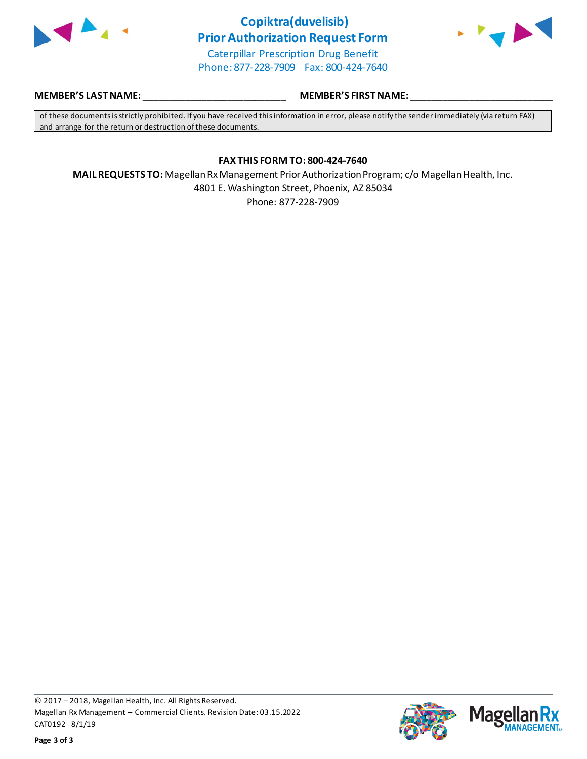MEMBER'S LAST NAME: ___________________________ MEMBER'S FIRST NAME: ___________________________

of these documents is strictly prohibited. If you have received this information in error, please notify the sender immediately (via return FAX) and arrange for the return or destruction of these documents.

**FAX THIS FORM TO: 800-424-7640**

**MAIL REQUESTS TO:** Magellan Rx Management Prior Authorization Program; c/o Magellan Health, Inc.
4801 E. Washington Street, Phoenix, AZ 85034
Phone: 877-228-7909

© 2017 – 2018, Magellan Health, Inc. All Rights Reserved.
Magellan Rx Management – Commercial Clients. Revision Date: 03.15.2022
CAT0192 8/1/19